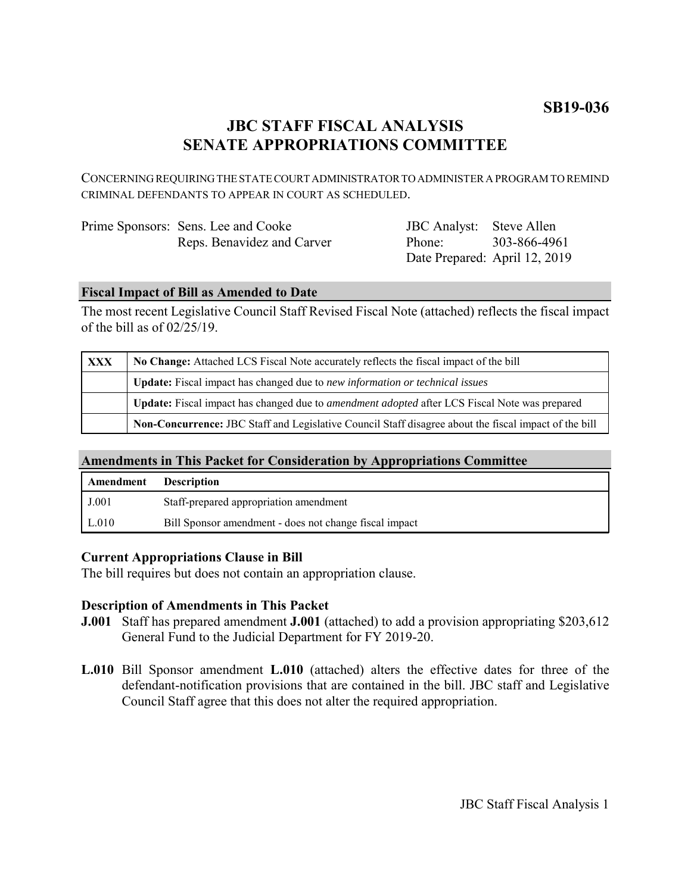**SB19-036**

# JBC STAFF FISCAL ANALYSIS
# SENATE APPROPRIATIONS COMMITTEE

CONCERNING REQUIRING THE STATE COURT ADMINISTRATOR TO ADMINISTER A PROGRAM TO REMIND CRIMINAL DEFENDANTS TO APPEAR IN COURT AS SCHEDULED.

| | | | |
|---|---|---|---|
| Prime Sponsors: | Sens. Lee and Cooke | JBC Analyst: | Steve Allen |
| | Reps. Benavidez and Carver | Phone: | 303-866-4961 |
| | | Date Prepared: | April 12, 2019 |

## Fiscal Impact of Bill as Amended to Date

The most recent Legislative Council Staff Revised Fiscal Note (attached) reflects the fiscal impact of the bill as of 02/25/19.

| | |
|---|---|
| XXX | **No Change:** Attached LCS Fiscal Note accurately reflects the fiscal impact of the bill |
| | **Update:** Fiscal impact has changed due to *new information or technical issues* |
| | **Update:** Fiscal impact has changed due to *amendment adopted* after LCS Fiscal Note was prepared |
| | **Non-Concurrence:** JBC Staff and Legislative Council Staff disagree about the fiscal impact of the bill |

## Amendments in This Packet for Consideration by Appropriations Committee

| Amendment | Description |
|---|---|
| J.001 | Staff-prepared appropriation amendment |
| L.010 | Bill Sponsor amendment - does not change fiscal impact |

### Current Appropriations Clause in Bill

The bill requires but does not contain an appropriation clause.

### Description of Amendments in This Packet

**J.001** Staff has prepared amendment **J.001** (attached) to add a provision appropriating $203,612 General Fund to the Judicial Department for FY 2019-20.

**L.010** Bill Sponsor amendment **L.010** (attached) alters the effective dates for three of the defendant-notification provisions that are contained in the bill. JBC staff and Legislative Council Staff agree that this does not alter the required appropriation.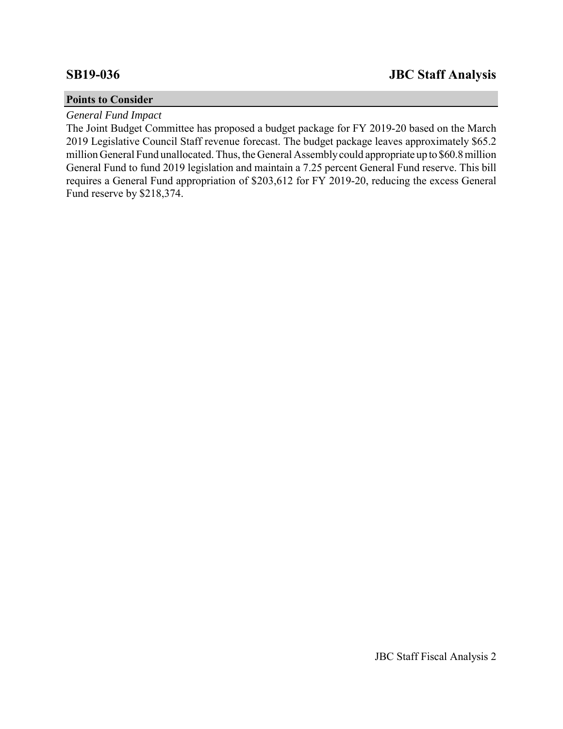## Points to Consider

*General Fund Impact*

The Joint Budget Committee has proposed a budget package for FY 2019-20 based on the March 2019 Legislative Council Staff revenue forecast. The budget package leaves approximately $65.2 million General Fund unallocated. Thus, the General Assembly could appropriate up to $60.8 million General Fund to fund 2019 legislation and maintain a 7.25 percent General Fund reserve. This bill requires a General Fund appropriation of $203,612 for FY 2019-20, reducing the excess General Fund reserve by $218,374.